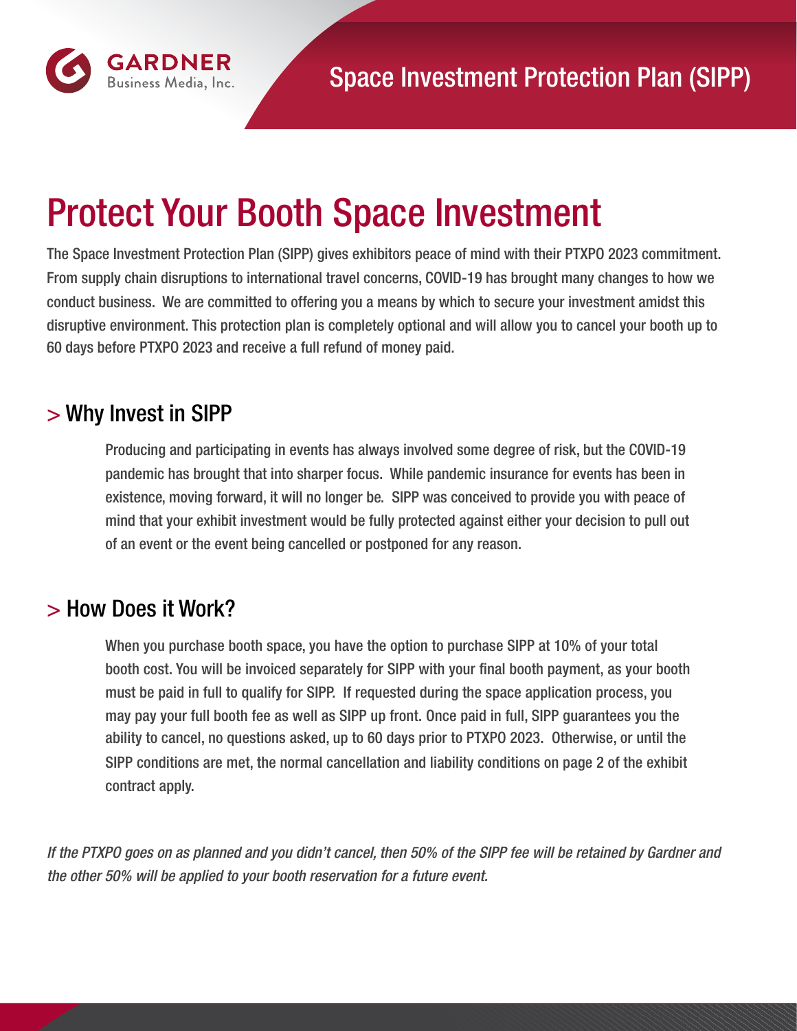GARDNER Business Media, Inc.

Space Investment Protection Plan (SIPP)

# Protect Your Booth Space Investment

The Space Investment Protection Plan (SIPP) gives exhibitors peace of mind with their PTXPO 2023 commitment. From supply chain disruptions to international travel concerns, COVID-19 has brought many changes to how we conduct business. We are committed to offering you a means by which to secure your investment amidst this disruptive environment. This protection plan is completely optional and will allow you to cancel your booth up to 60 days before PTXPO 2023 and receive a full refund of money paid.

## > Why Invest in SIPP

Producing and participating in events has always involved some degree of risk, but the COVID-19 pandemic has brought that into sharper focus. While pandemic insurance for events has been in existence, moving forward, it will no longer be. SIPP was conceived to provide you with peace of mind that your exhibit investment would be fully protected against either your decision to pull out of an event or the event being cancelled or postponed for any reason.

## > How Does it Work?

When you purchase booth space, you have the option to purchase SIPP at 10% of your total booth cost. You will be invoiced separately for SIPP with your final booth payment, as your booth must be paid in full to qualify for SIPP. If requested during the space application process, you may pay your full booth fee as well as SIPP up front. Once paid in full, SIPP guarantees you the ability to cancel, no questions asked, up to 60 days prior to PTXPO 2023. Otherwise, or until the SIPP conditions are met, the normal cancellation and liability conditions on page 2 of the exhibit contract apply.

*If the PTXPO goes on as planned and you didn't cancel, then 50% of the SIPP fee will be retained by Gardner and the other 50% will be applied to your booth reservation for a future event.*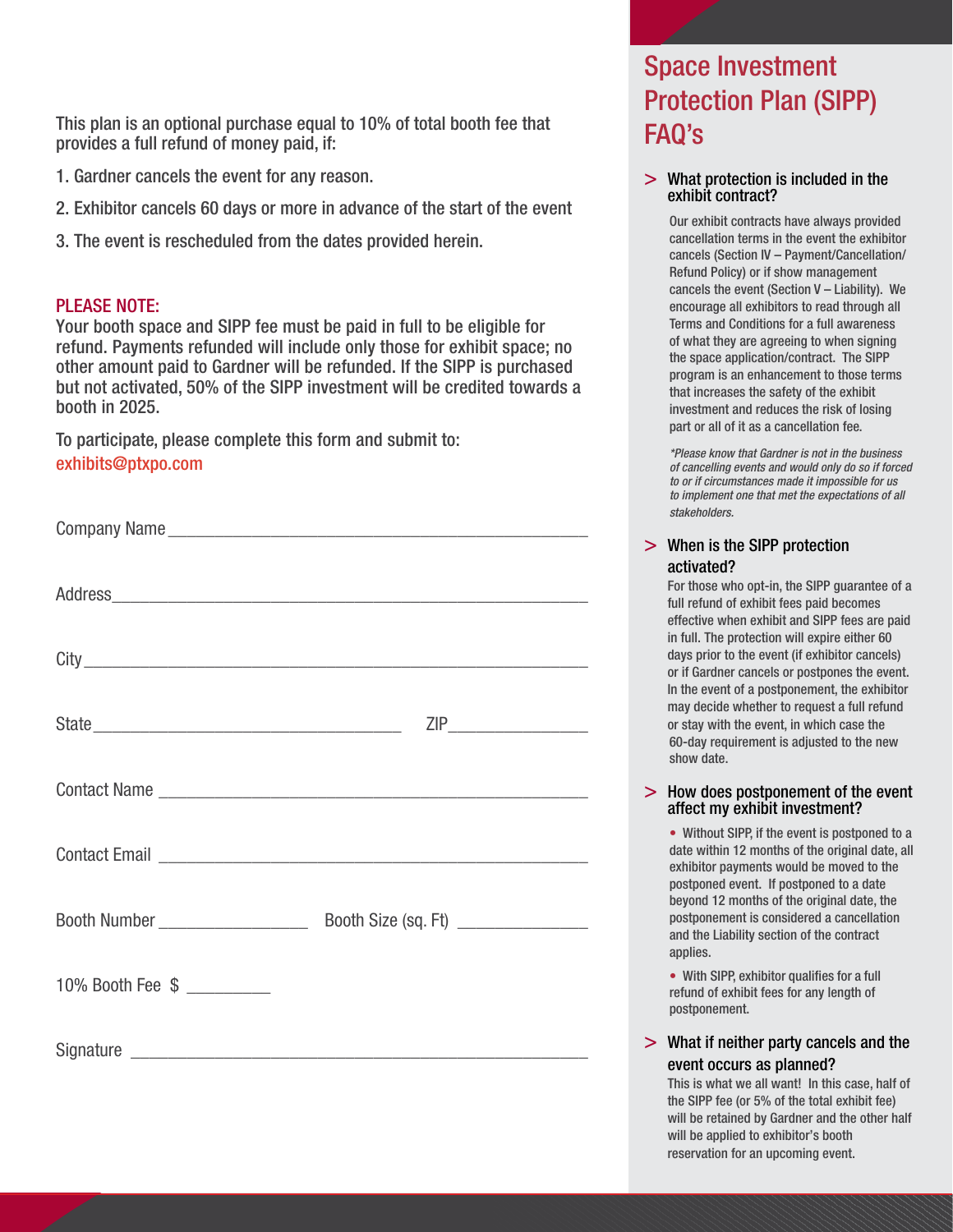This plan is an optional purchase equal to 10% of total booth fee that provides a full refund of money paid, if:

1. Gardner cancels the event for any reason.
2. Exhibitor cancels 60 days or more in advance of the start of the event
3. The event is rescheduled from the dates provided herein.

**PLEASE NOTE:**
Your booth space and SIPP fee must be paid in full to be eligible for refund. Payments refunded will include only those for exhibit space; no other amount paid to Gardner will be refunded. If the SIPP is purchased but not activated, 50% of the SIPP investment will be credited towards a booth in 2025.

To participate, please complete this form and submit to:
exhibits@ptxpo.com

Company Name ______________________________________________

Address ___________________________________________________

City ______________________________________________________

State _______________________________ ZIP _______________

Contact Name ______________________________________________

Contact Email _____________________________________________

Booth Number _________________ Booth Size (sq. Ft) ______________

10% Booth Fee $ _________

Signature _________________________________________________

# Space Investment Protection Plan (SIPP) FAQ's

## > What protection is included in the exhibit contract?

Our exhibit contracts have always provided cancellation terms in the event the exhibitor cancels (Section IV – Payment/Cancellation/Refund Policy) or if show management cancels the event (Section V – Liability). We encourage all exhibitors to read through all Terms and Conditions for a full awareness of what they are agreeing to when signing the space application/contract. The SIPP program is an enhancement to those terms that increases the safety of the exhibit investment and reduces the risk of losing part or all of it as a cancellation fee.

*\*Please know that Gardner is not in the business of cancelling events and would only do so if forced to or if circumstances made it impossible for us to implement one that met the expectations of all stakeholders.*

## > When is the SIPP protection activated?

For those who opt-in, the SIPP guarantee of a full refund of exhibit fees paid becomes effective when exhibit and SIPP fees are paid in full. The protection will expire either 60 days prior to the event (if exhibitor cancels) or if Gardner cancels or postpones the event. In the event of a postponement, the exhibitor may decide whether to request a full refund or stay with the event, in which case the 60-day requirement is adjusted to the new show date.

## > How does postponement of the event affect my exhibit investment?

- Without SIPP, if the event is postponed to a date within 12 months of the original date, all exhibitor payments would be moved to the postponed event. If postponed to a date beyond 12 months of the original date, the postponement is considered a cancellation and the Liability section of the contract applies.
- With SIPP, exhibitor qualifies for a full refund of exhibit fees for any length of postponement.

## > What if neither party cancels and the event occurs as planned?

This is what we all want! In this case, half of the SIPP fee (or 5% of the total exhibit fee) will be retained by Gardner and the other half will be applied to exhibitor's booth reservation for an upcoming event.